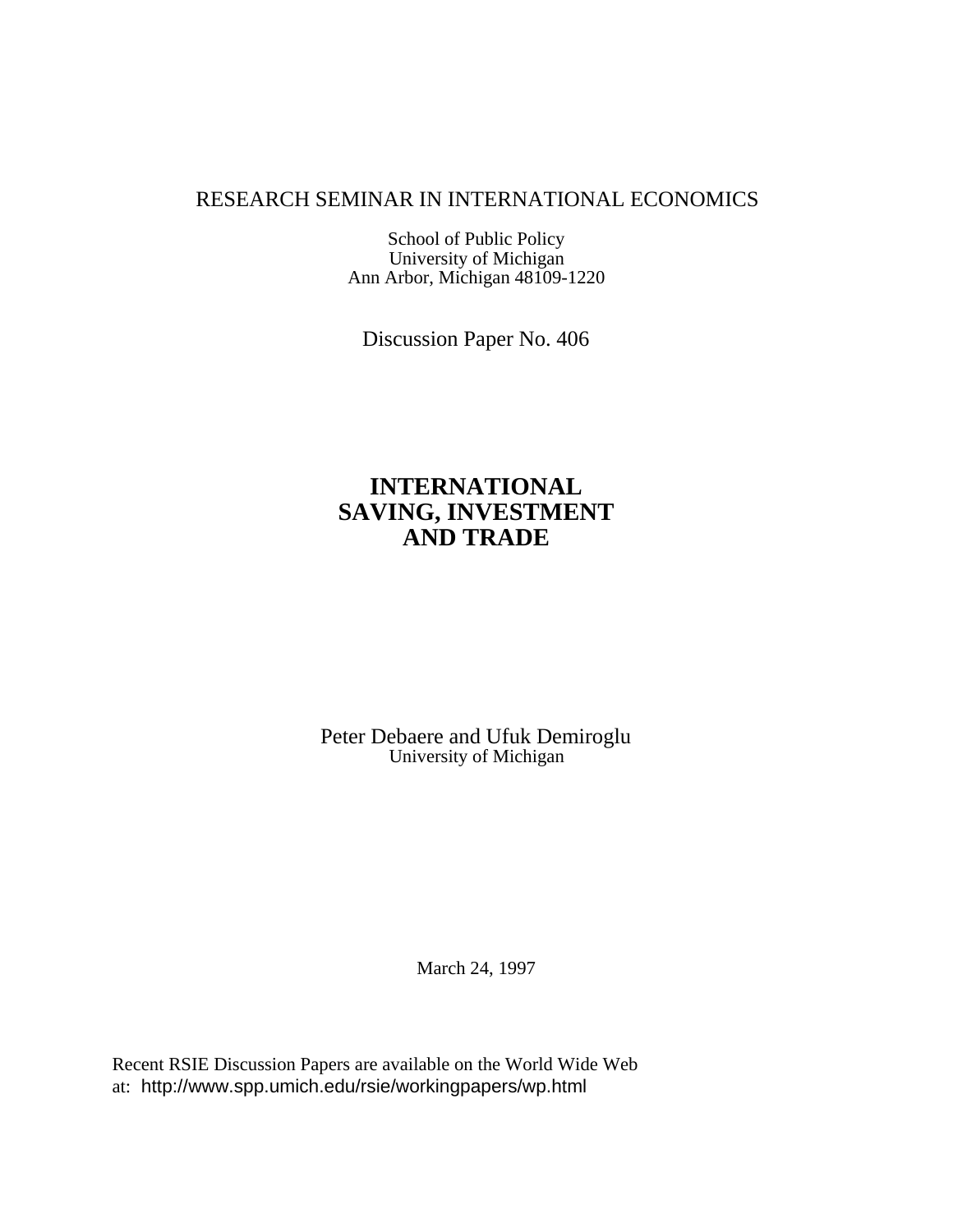RESEARCH SEMINAR IN INTERNATIONAL ECONOMICS

School of Public Policy
University of Michigan
Ann Arbor, Michigan 48109-1220

Discussion Paper No. 406

# INTERNATIONAL SAVING, INVESTMENT AND TRADE

Peter Debaere and Ufuk Demiroglu
University of Michigan

March 24, 1997

Recent RSIE Discussion Papers are available on the World Wide Web at: http://www.spp.umich.edu/rsie/workingpapers/wp.html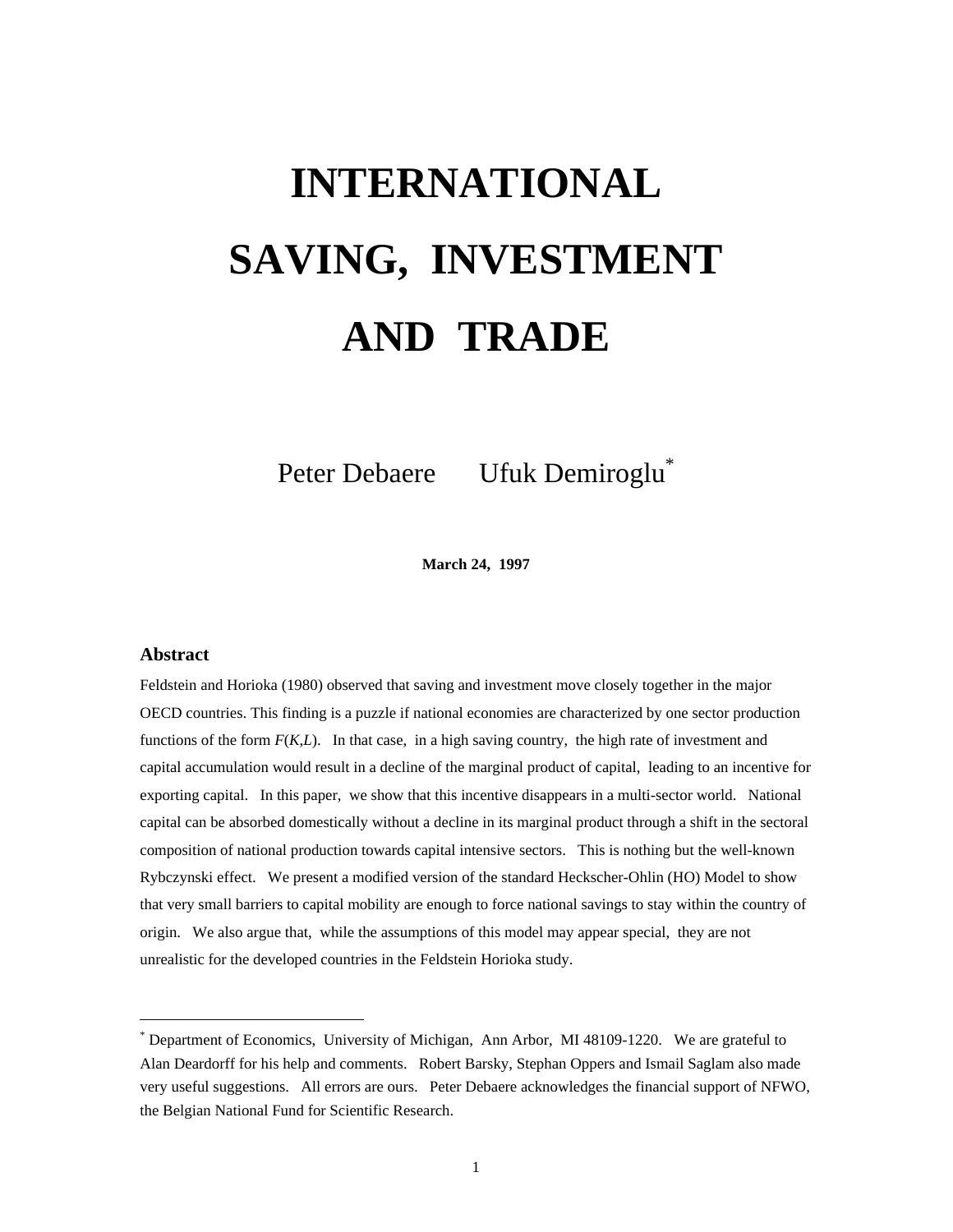# INTERNATIONAL SAVING, INVESTMENT AND TRADE

Peter Debaere Ufuk Demiroglu*

**March 24, 1997**

## Abstract

Feldstein and Horioka (1980) observed that saving and investment move closely together in the major OECD countries. This finding is a puzzle if national economies are characterized by one sector production functions of the form $F(K,L)$. In that case, in a high saving country, the high rate of investment and capital accumulation would result in a decline of the marginal product of capital, leading to an incentive for exporting capital. In this paper, we show that this incentive disappears in a multi-sector world. National capital can be absorbed domestically without a decline in its marginal product through a shift in the sectoral composition of national production towards capital intensive sectors. This is nothing but the well-known Rybczynski effect. We present a modified version of the standard Heckscher-Ohlin (HO) Model to show that very small barriers to capital mobility are enough to force national savings to stay within the country of origin. We also argue that, while the assumptions of this model may appear special, they are not unrealistic for the developed countries in the Feldstein Horioka study.

---

* Department of Economics, University of Michigan, Ann Arbor, MI 48109-1220. We are grateful to Alan Deardorff for his help and comments. Robert Barsky, Stephan Oppers and Ismail Saglam also made very useful suggestions. All errors are ours. Peter Debaere acknowledges the financial support of NFWO, the Belgian National Fund for Scientific Research.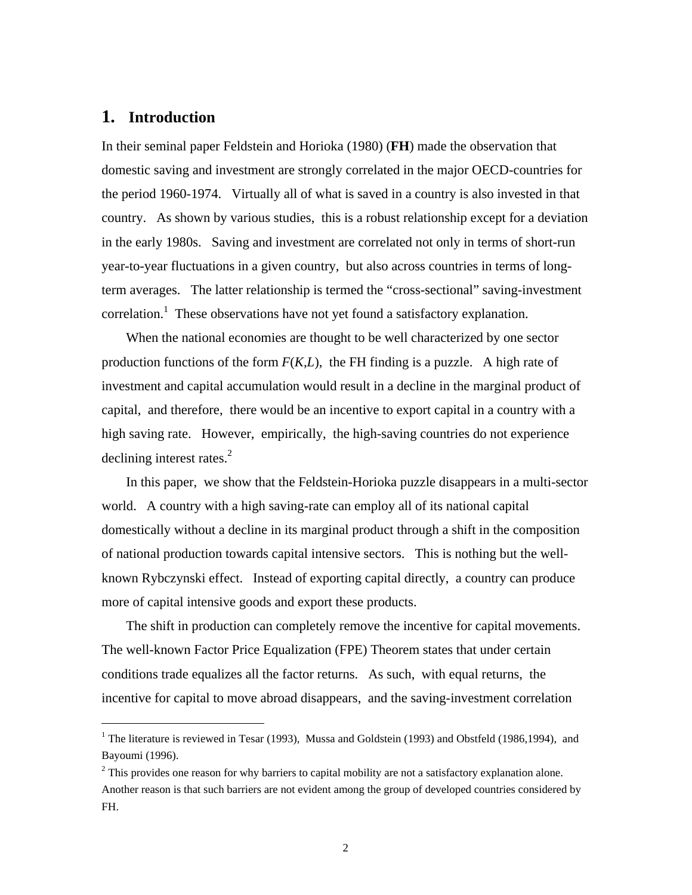# 1. Introduction

In their seminal paper Feldstein and Horioka (1980) (**FH**) made the observation that domestic saving and investment are strongly correlated in the major OECD-countries for the period 1960-1974. Virtually all of what is saved in a country is also invested in that country. As shown by various studies, this is a robust relationship except for a deviation in the early 1980s. Saving and investment are correlated not only in terms of short-run year-to-year fluctuations in a given country, but also across countries in terms of long-term averages. The latter relationship is termed the "cross-sectional" saving-investment correlation.[1] These observations have not yet found a satisfactory explanation.

When the national economies are thought to be well characterized by one sector production functions of the form $F(K,L)$, the FH finding is a puzzle. A high rate of investment and capital accumulation would result in a decline in the marginal product of capital, and therefore, there would be an incentive to export capital in a country with a high saving rate. However, empirically, the high-saving countries do not experience declining interest rates.[2]

In this paper, we show that the Feldstein-Horioka puzzle disappears in a multi-sector world. A country with a high saving-rate can employ all of its national capital domestically without a decline in its marginal product through a shift in the composition of national production towards capital intensive sectors. This is nothing but the well-known Rybczynski effect. Instead of exporting capital directly, a country can produce more of capital intensive goods and export these products.

The shift in production can completely remove the incentive for capital movements. The well-known Factor Price Equalization (FPE) Theorem states that under certain conditions trade equalizes all the factor returns. As such, with equal returns, the incentive for capital to move abroad disappears, and the saving-investment correlation

[1] The literature is reviewed in Tesar (1993), Mussa and Goldstein (1993) and Obstfeld (1986,1994), and Bayoumi (1996).

[2] This provides one reason for why barriers to capital mobility are not a satisfactory explanation alone. Another reason is that such barriers are not evident among the group of developed countries considered by FH.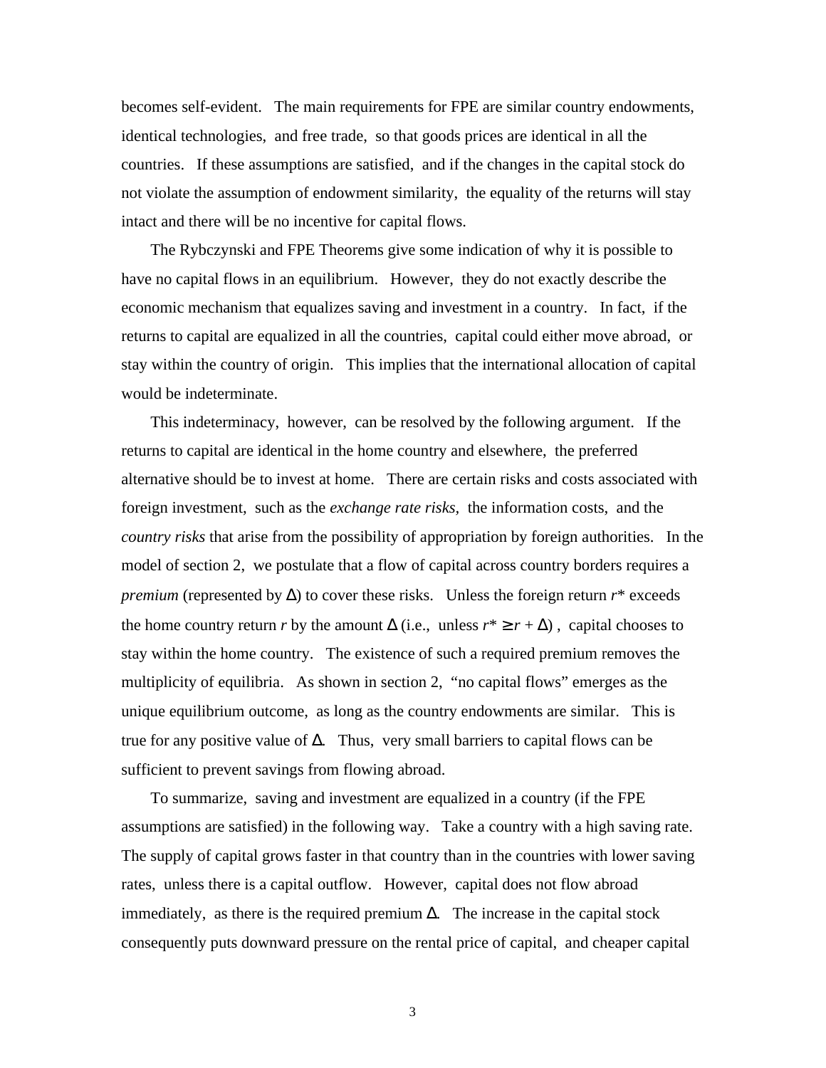becomes self-evident. The main requirements for FPE are similar country endowments, identical technologies, and free trade, so that goods prices are identical in all the countries. If these assumptions are satisfied, and if the changes in the capital stock do not violate the assumption of endowment similarity, the equality of the returns will stay intact and there will be no incentive for capital flows.

The Rybczynski and FPE Theorems give some indication of why it is possible to have no capital flows in an equilibrium. However, they do not exactly describe the economic mechanism that equalizes saving and investment in a country. In fact, if the returns to capital are equalized in all the countries, capital could either move abroad, or stay within the country of origin. This implies that the international allocation of capital would be indeterminate.

This indeterminacy, however, can be resolved by the following argument. If the returns to capital are identical in the home country and elsewhere, the preferred alternative should be to invest at home. There are certain risks and costs associated with foreign investment, such as the *exchange rate risks*, the information costs, and the *country risks* that arise from the possibility of appropriation by foreign authorities. In the model of section 2, we postulate that a flow of capital across country borders requires a *premium* (represented by $\Delta$) to cover these risks. Unless the foreign return $r^*$ exceeds the home country return $r$ by the amount $\Delta$ (i.e., unless $r^* \geq r + \Delta$), capital chooses to stay within the home country. The existence of such a required premium removes the multiplicity of equilibria. As shown in section 2, "no capital flows" emerges as the unique equilibrium outcome, as long as the country endowments are similar. This is true for any positive value of $\Delta$. Thus, very small barriers to capital flows can be sufficient to prevent savings from flowing abroad.

To summarize, saving and investment are equalized in a country (if the FPE assumptions are satisfied) in the following way. Take a country with a high saving rate. The supply of capital grows faster in that country than in the countries with lower saving rates, unless there is a capital outflow. However, capital does not flow abroad immediately, as there is the required premium $\Delta$. The increase in the capital stock consequently puts downward pressure on the rental price of capital, and cheaper capital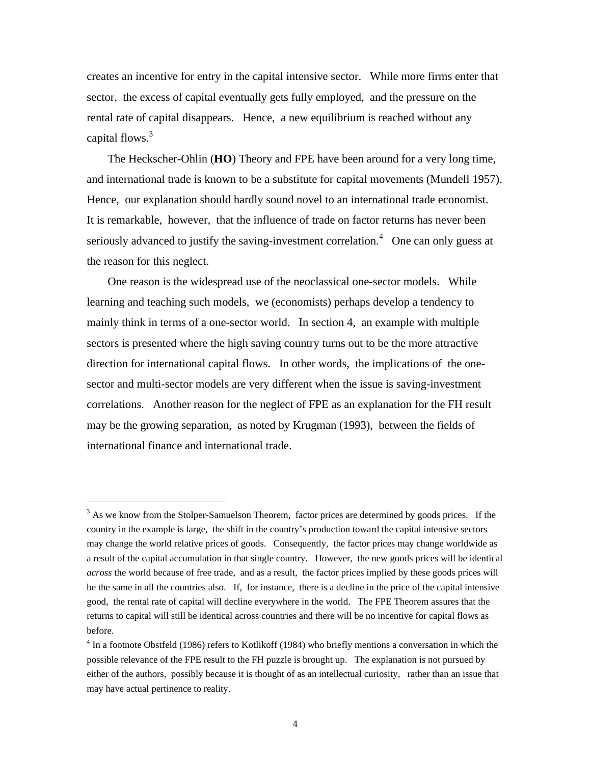creates an incentive for entry in the capital intensive sector. While more firms enter that sector, the excess of capital eventually gets fully employed, and the pressure on the rental rate of capital disappears. Hence, a new equilibrium is reached without any capital flows.[3]

The Heckscher-Ohlin (**HO**) Theory and FPE have been around for a very long time, and international trade is known to be a substitute for capital movements (Mundell 1957). Hence, our explanation should hardly sound novel to an international trade economist. It is remarkable, however, that the influence of trade on factor returns has never been seriously advanced to justify the saving-investment correlation.[4] One can only guess at the reason for this neglect.

One reason is the widespread use of the neoclassical one-sector models. While learning and teaching such models, we (economists) perhaps develop a tendency to mainly think in terms of a one-sector world. In section 4, an example with multiple sectors is presented where the high saving country turns out to be the more attractive direction for international capital flows. In other words, the implications of the one-sector and multi-sector models are very different when the issue is saving-investment correlations. Another reason for the neglect of FPE as an explanation for the FH result may be the growing separation, as noted by Krugman (1993), between the fields of international finance and international trade.

---

[3] As we know from the Stolper-Samuelson Theorem, factor prices are determined by goods prices. If the country in the example is large, the shift in the country's production toward the capital intensive sectors may change the world relative prices of goods. Consequently, the factor prices may change worldwide as a result of the capital accumulation in that single country. However, the new goods prices will be identical *across* the world because of free trade, and as a result, the factor prices implied by these goods prices will be the same in all the countries also. If, for instance, there is a decline in the price of the capital intensive good, the rental rate of capital will decline everywhere in the world. The FPE Theorem assures that the returns to capital will still be identical across countries and there will be no incentive for capital flows as before.

[4] In a footnote Obstfeld (1986) refers to Kotlikoff (1984) who briefly mentions a conversation in which the possible relevance of the FPE result to the FH puzzle is brought up. The explanation is not pursued by either of the authors, possibly because it is thought of as an intellectual curiosity, rather than an issue that may have actual pertinence to reality.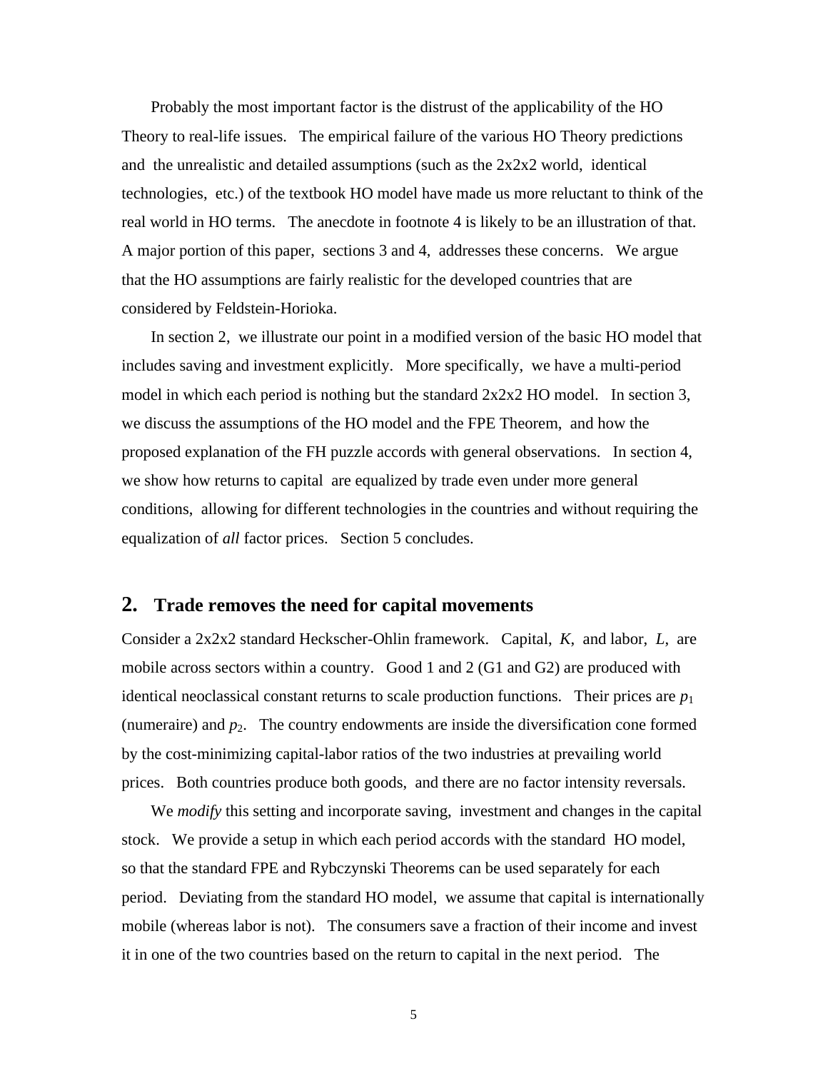Probably the most important factor is the distrust of the applicability of the HO Theory to real-life issues. The empirical failure of the various HO Theory predictions and the unrealistic and detailed assumptions (such as the 2x2x2 world, identical technologies, etc.) of the textbook HO model have made us more reluctant to think of the real world in HO terms. The anecdote in footnote 4 is likely to be an illustration of that. A major portion of this paper, sections 3 and 4, addresses these concerns. We argue that the HO assumptions are fairly realistic for the developed countries that are considered by Feldstein-Horioka.

In section 2, we illustrate our point in a modified version of the basic HO model that includes saving and investment explicitly. More specifically, we have a multi-period model in which each period is nothing but the standard 2x2x2 HO model. In section 3, we discuss the assumptions of the HO model and the FPE Theorem, and how the proposed explanation of the FH puzzle accords with general observations. In section 4, we show how returns to capital are equalized by trade even under more general conditions, allowing for different technologies in the countries and without requiring the equalization of *all* factor prices. Section 5 concludes.

## 2. Trade removes the need for capital movements

Consider a 2x2x2 standard Heckscher-Ohlin framework. Capital, $K$, and labor, $L$, are mobile across sectors within a country. Good 1 and 2 (G1 and G2) are produced with identical neoclassical constant returns to scale production functions. Their prices are $p_1$ (numeraire) and $p_2$. The country endowments are inside the diversification cone formed by the cost-minimizing capital-labor ratios of the two industries at prevailing world prices. Both countries produce both goods, and there are no factor intensity reversals.

We *modify* this setting and incorporate saving, investment and changes in the capital stock. We provide a setup in which each period accords with the standard HO model, so that the standard FPE and Rybczynski Theorems can be used separately for each period. Deviating from the standard HO model, we assume that capital is internationally mobile (whereas labor is not). The consumers save a fraction of their income and invest it in one of the two countries based on the return to capital in the next period. The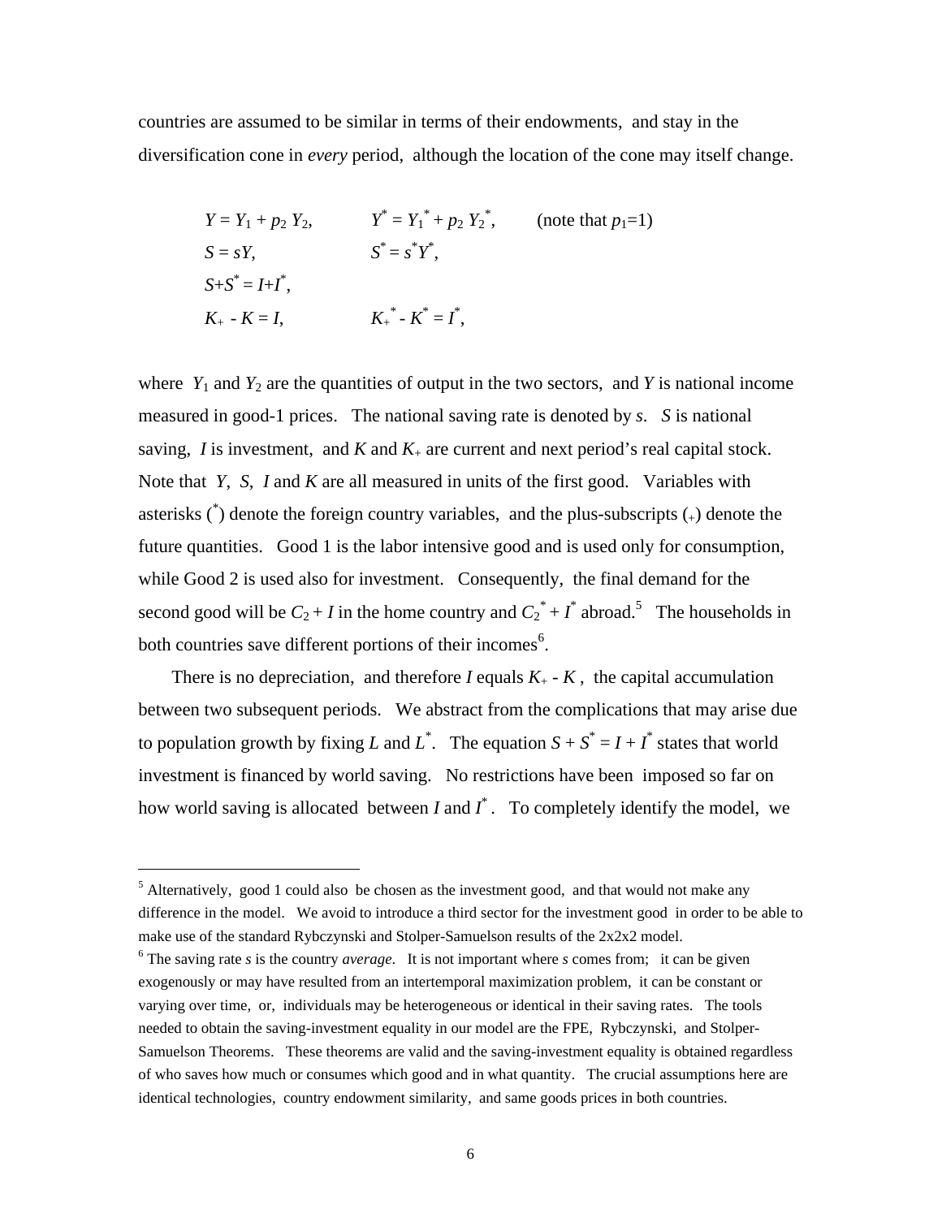countries are assumed to be similar in terms of their endowments, and stay in the diversification cone in *every* period, although the location of the cone may itself change.

$$
\begin{aligned}
&Y = Y_1 + p_2\, Y_2, &\quad& Y^* = Y_1^* + p_2\, Y_2^*, &\quad& \text{(note that } p_1\text{=1)}\\
&S = sY, && S^* = s^* Y^*, &&\\
&S+S^* = I+I^*, && && \\
&K_+ - K = I, && K_+^* - K^* = I^*, &&
\end{aligned}
$$

where $Y_1$ and $Y_2$ are the quantities of output in the two sectors, and $Y$ is national income measured in good-1 prices. The national saving rate is denoted by $s$. $S$ is national saving, $I$ is investment, and $K$ and $K_+$ are current and next period's real capital stock. Note that $Y$, $S$, $I$ and $K$ are all measured in units of the first good. Variables with asterisks ($^*$) denote the foreign country variables, and the plus-subscripts ($_+$) denote the future quantities. Good 1 is the labor intensive good and is used only for consumption, while Good 2 is used also for investment. Consequently, the final demand for the second good will be $C_2 + I$ in the home country and $C_2^* + I^*$ abroad.[5] The households in both countries save different portions of their incomes[6].

There is no depreciation, and therefore $I$ equals $K_+ - K$, the capital accumulation between two subsequent periods. We abstract from the complications that may arise due to population growth by fixing $L$ and $L^*$. The equation $S + S^* = I + I^*$ states that world investment is financed by world saving. No restrictions have been imposed so far on how world saving is allocated between $I$ and $I^*$. To completely identify the model, we

---

[5] Alternatively, good 1 could also be chosen as the investment good, and that would not make any difference in the model. We avoid to introduce a third sector for the investment good in order to be able to make use of the standard Rybczynski and Stolper-Samuelson results of the 2x2x2 model.

[6] The saving rate $s$ is the country *average*. It is not important where $s$ comes from; it can be given exogenously or may have resulted from an intertemporal maximization problem, it can be constant or varying over time, or, individuals may be heterogeneous or identical in their saving rates. The tools needed to obtain the saving-investment equality in our model are the FPE, Rybczynski, and Stolper-Samuelson Theorems. These theorems are valid and the saving-investment equality is obtained regardless of who saves how much or consumes which good and in what quantity. The crucial assumptions here are identical technologies, country endowment similarity, and same goods prices in both countries.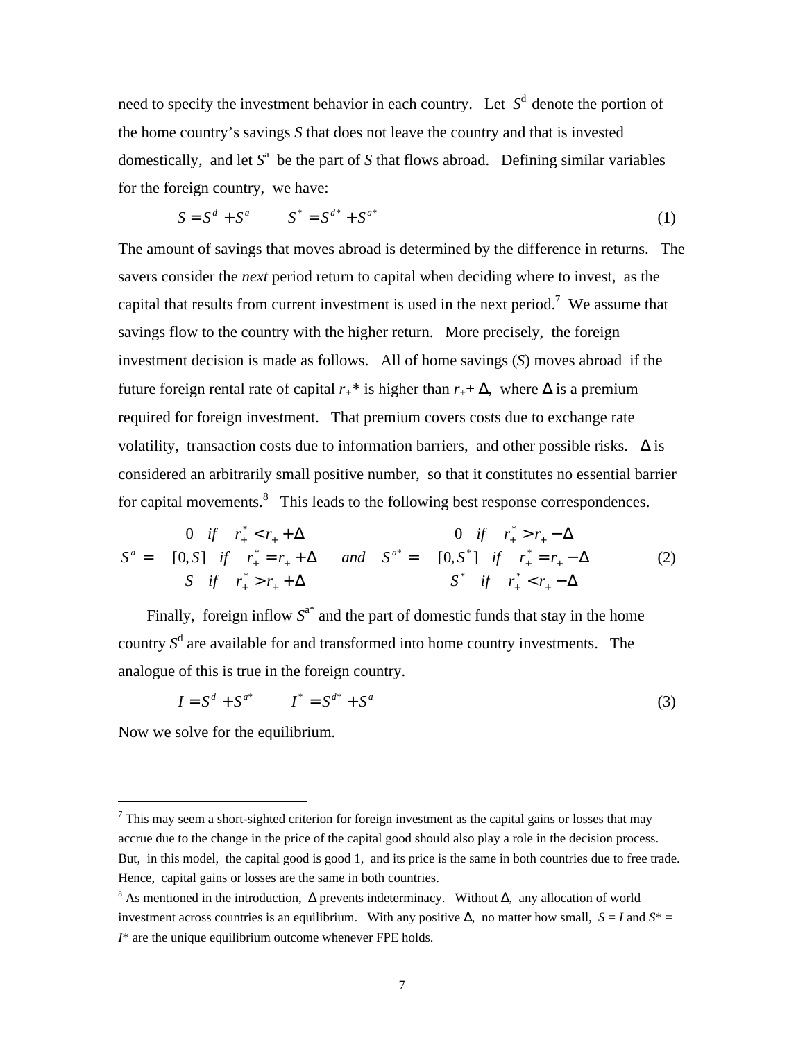need to specify the investment behavior in each country. Let $S^d$ denote the portion of the home country's savings $S$ that does not leave the country and that is invested domestically, and let $S^a$ be the part of $S$ that flows abroad. Defining similar variables for the foreign country, we have:

$$S = S^d + S^a \qquad S^* = S^{d*} + S^{a*} \tag{1}$$

The amount of savings that moves abroad is determined by the difference in returns. The savers consider the *next* period return to capital when deciding where to invest, as the capital that results from current investment is used in the next period.[7] We assume that savings flow to the country with the higher return. More precisely, the foreign investment decision is made as follows. All of home savings ($S$) moves abroad if the future foreign rental rate of capital $r_+^*$ is higher than $r_+ + \Delta$, where $\Delta$ is a premium required for foreign investment. That premium covers costs due to exchange rate volatility, transaction costs due to information barriers, and other possible risks. $\Delta$ is considered an arbitrarily small positive number, so that it constitutes no essential barrier for capital movements.[8] This leads to the following best response correspondences.

$$S^a = \begin{cases} 0 & if \quad r_+^* < r_+ + \Delta \\ [0, S] & if \quad r_+^* = r_+ + \Delta \\ S & if \quad r_+^* > r_+ + \Delta \end{cases} \quad and \quad S^{a*} = \begin{cases} 0 & if \quad r_+^* > r_+ - \Delta \\ [0, S^*] & if \quad r_+^* = r_+ - \Delta \\ S^* & if \quad r_+^* < r_+ - \Delta \end{cases} \tag{2}$$

Finally, foreign inflow $S^{a*}$ and the part of domestic funds that stay in the home country $S^d$ are available for and transformed into home country investments. The analogue of this is true in the foreign country.

$$I = S^d + S^{a*} \qquad I^* = S^{d*} + S^a \tag{3}$$

Now we solve for the equilibrium.

---

[7] This may seem a short-sighted criterion for foreign investment as the capital gains or losses that may accrue due to the change in the price of the capital good should also play a role in the decision process. But, in this model, the capital good is good 1, and its price is the same in both countries due to free trade. Hence, capital gains or losses are the same in both countries.

[8] As mentioned in the introduction, $\Delta$ prevents indeterminacy. Without $\Delta$, any allocation of world investment across countries is an equilibrium. With any positive $\Delta$, no matter how small, $S = I$ and $S^* = I^*$ are the unique equilibrium outcome whenever FPE holds.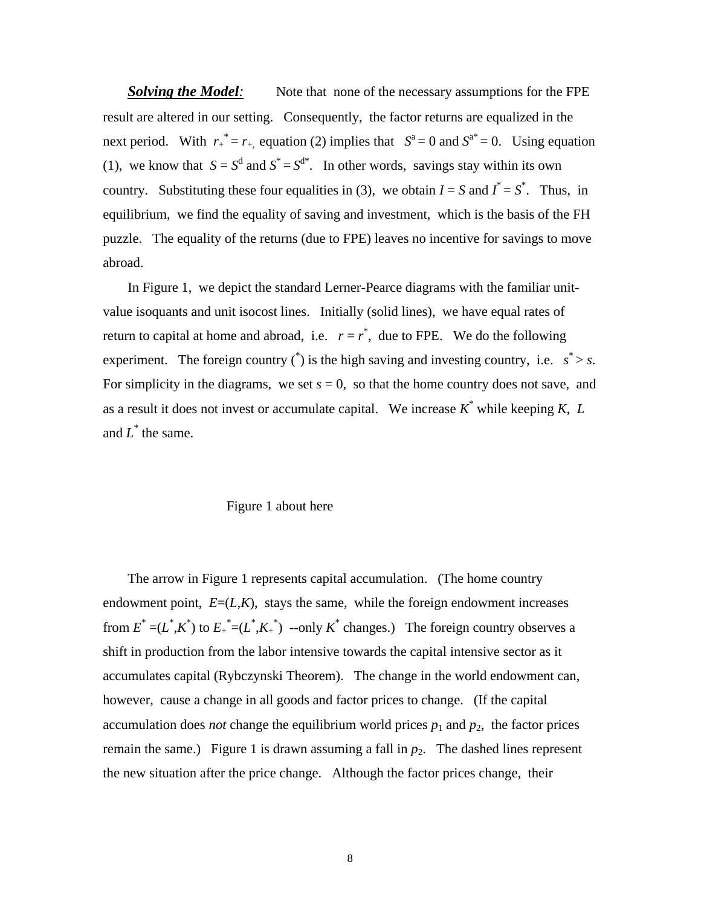***Solving the Model*:** Note that none of the necessary assumptions for the FPE result are altered in our setting. Consequently, the factor returns are equalized in the next period. With $r_+^* = r_+$, equation (2) implies that $S^a = 0$ and $S^{a*} = 0$. Using equation (1), we know that $S = S^d$ and $S^* = S^{d*}$. In other words, savings stay within its own country. Substituting these four equalities in (3), we obtain $I = S$ and $I^* = S^*$. Thus, in equilibrium, we find the equality of saving and investment, which is the basis of the FH puzzle. The equality of the returns (due to FPE) leaves no incentive for savings to move abroad.

In Figure 1, we depict the standard Lerner-Pearce diagrams with the familiar unit-value isoquants and unit isocost lines. Initially (solid lines), we have equal rates of return to capital at home and abroad, i.e. $r = r^*$, due to FPE. We do the following experiment. The foreign country ($^*$) is the high saving and investing country, i.e. $s^* > s$. For simplicity in the diagrams, we set $s = 0$, so that the home country does not save, and as a result it does not invest or accumulate capital. We increase $K^*$ while keeping $K$, $L$ and $L^*$ the same.

Figure 1 about here

The arrow in Figure 1 represents capital accumulation. (The home country endowment point, $E=(L,K)$, stays the same, while the foreign endowment increases from $E^* =(L^*,K^*)$ to $E_+^*=(L^*,K_+^*)$ --only $K^*$ changes.) The foreign country observes a shift in production from the labor intensive towards the capital intensive sector as it accumulates capital (Rybczynski Theorem). The change in the world endowment can, however, cause a change in all goods and factor prices to change. (If the capital accumulation does *not* change the equilibrium world prices $p_1$ and $p_2$, the factor prices remain the same.) Figure 1 is drawn assuming a fall in $p_2$. The dashed lines represent the new situation after the price change. Although the factor prices change, their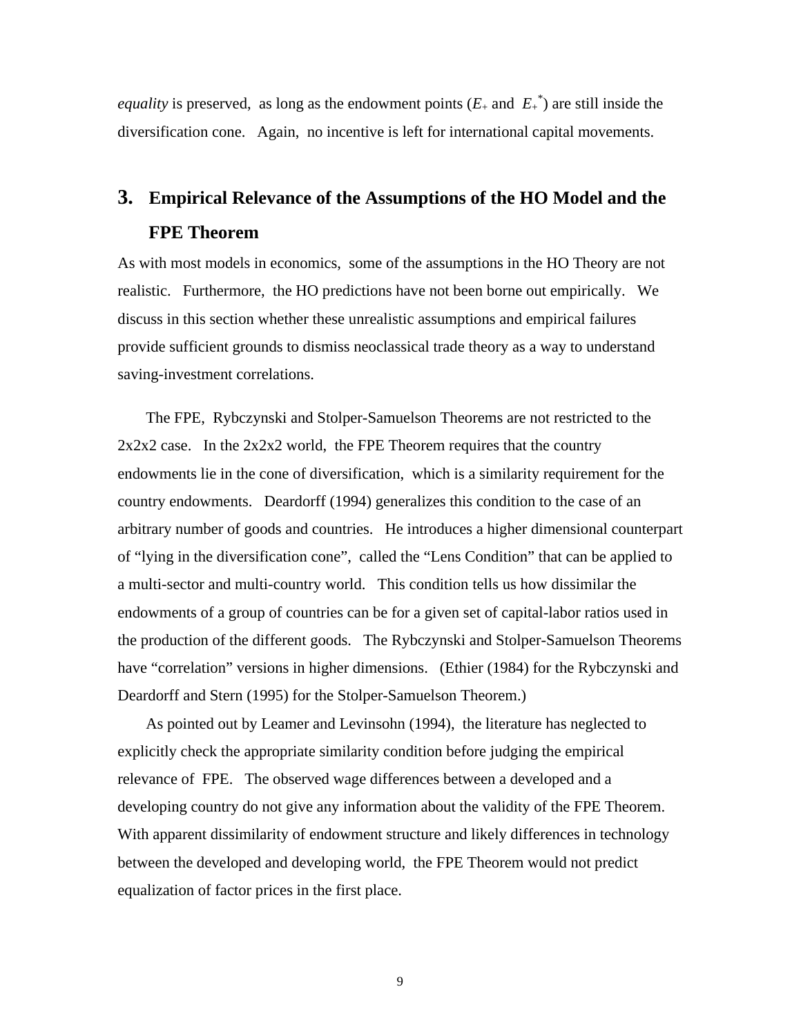*equality* is preserved, as long as the endowment points ($E_+$ and $E_+^*$) are still inside the diversification cone. Again, no incentive is left for international capital movements.

## 3. Empirical Relevance of the Assumptions of the HO Model and the FPE Theorem

As with most models in economics, some of the assumptions in the HO Theory are not realistic. Furthermore, the HO predictions have not been borne out empirically. We discuss in this section whether these unrealistic assumptions and empirical failures provide sufficient grounds to dismiss neoclassical trade theory as a way to understand saving-investment correlations.

The FPE, Rybczynski and Stolper-Samuelson Theorems are not restricted to the 2x2x2 case. In the 2x2x2 world, the FPE Theorem requires that the country endowments lie in the cone of diversification, which is a similarity requirement for the country endowments. Deardorff (1994) generalizes this condition to the case of an arbitrary number of goods and countries. He introduces a higher dimensional counterpart of "lying in the diversification cone", called the "Lens Condition" that can be applied to a multi-sector and multi-country world. This condition tells us how dissimilar the endowments of a group of countries can be for a given set of capital-labor ratios used in the production of the different goods. The Rybczynski and Stolper-Samuelson Theorems have "correlation" versions in higher dimensions. (Ethier (1984) for the Rybczynski and Deardorff and Stern (1995) for the Stolper-Samuelson Theorem.)

As pointed out by Leamer and Levinsohn (1994), the literature has neglected to explicitly check the appropriate similarity condition before judging the empirical relevance of FPE. The observed wage differences between a developed and a developing country do not give any information about the validity of the FPE Theorem. With apparent dissimilarity of endowment structure and likely differences in technology between the developed and developing world, the FPE Theorem would not predict equalization of factor prices in the first place.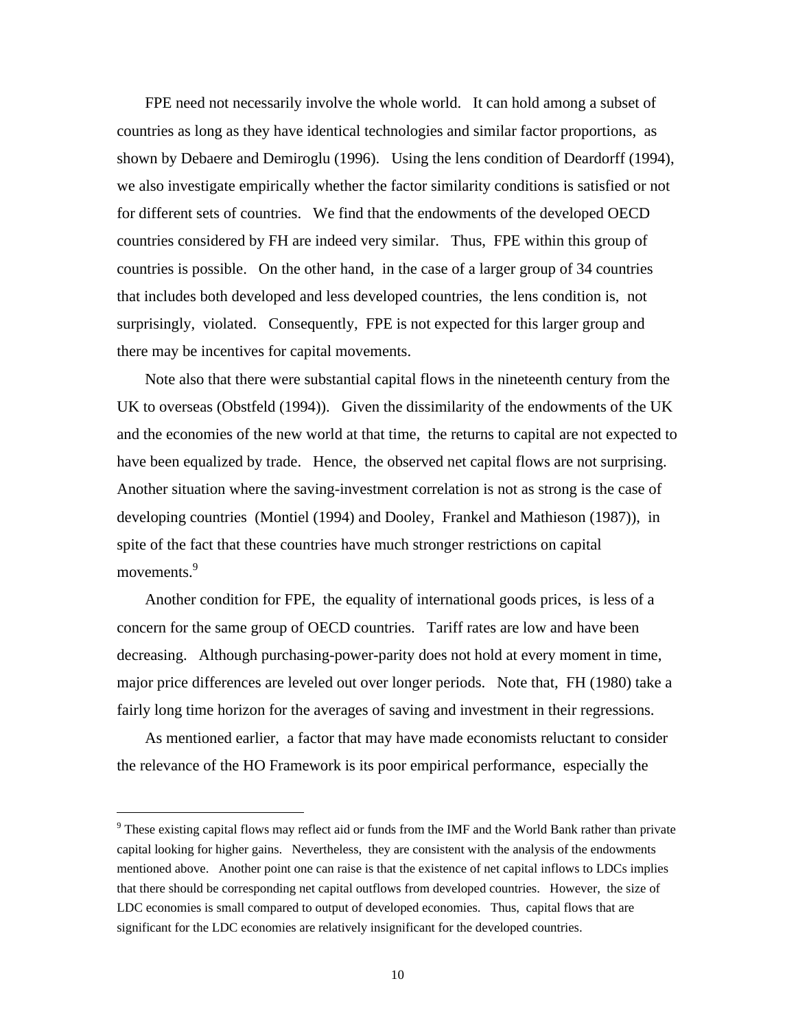FPE need not necessarily involve the whole world. It can hold among a subset of countries as long as they have identical technologies and similar factor proportions, as shown by Debaere and Demiroglu (1996). Using the lens condition of Deardorff (1994), we also investigate empirically whether the factor similarity conditions is satisfied or not for different sets of countries. We find that the endowments of the developed OECD countries considered by FH are indeed very similar. Thus, FPE within this group of countries is possible. On the other hand, in the case of a larger group of 34 countries that includes both developed and less developed countries, the lens condition is, not surprisingly, violated. Consequently, FPE is not expected for this larger group and there may be incentives for capital movements.

Note also that there were substantial capital flows in the nineteenth century from the UK to overseas (Obstfeld (1994)). Given the dissimilarity of the endowments of the UK and the economies of the new world at that time, the returns to capital are not expected to have been equalized by trade. Hence, the observed net capital flows are not surprising. Another situation where the saving-investment correlation is not as strong is the case of developing countries (Montiel (1994) and Dooley, Frankel and Mathieson (1987)), in spite of the fact that these countries have much stronger restrictions on capital movements.[9]

Another condition for FPE, the equality of international goods prices, is less of a concern for the same group of OECD countries. Tariff rates are low and have been decreasing. Although purchasing-power-parity does not hold at every moment in time, major price differences are leveled out over longer periods. Note that, FH (1980) take a fairly long time horizon for the averages of saving and investment in their regressions.

As mentioned earlier, a factor that may have made economists reluctant to consider the relevance of the HO Framework is its poor empirical performance, especially the

---

[9] These existing capital flows may reflect aid or funds from the IMF and the World Bank rather than private capital looking for higher gains. Nevertheless, they are consistent with the analysis of the endowments mentioned above. Another point one can raise is that the existence of net capital inflows to LDCs implies that there should be corresponding net capital outflows from developed countries. However, the size of LDC economies is small compared to output of developed economies. Thus, capital flows that are significant for the LDC economies are relatively insignificant for the developed countries.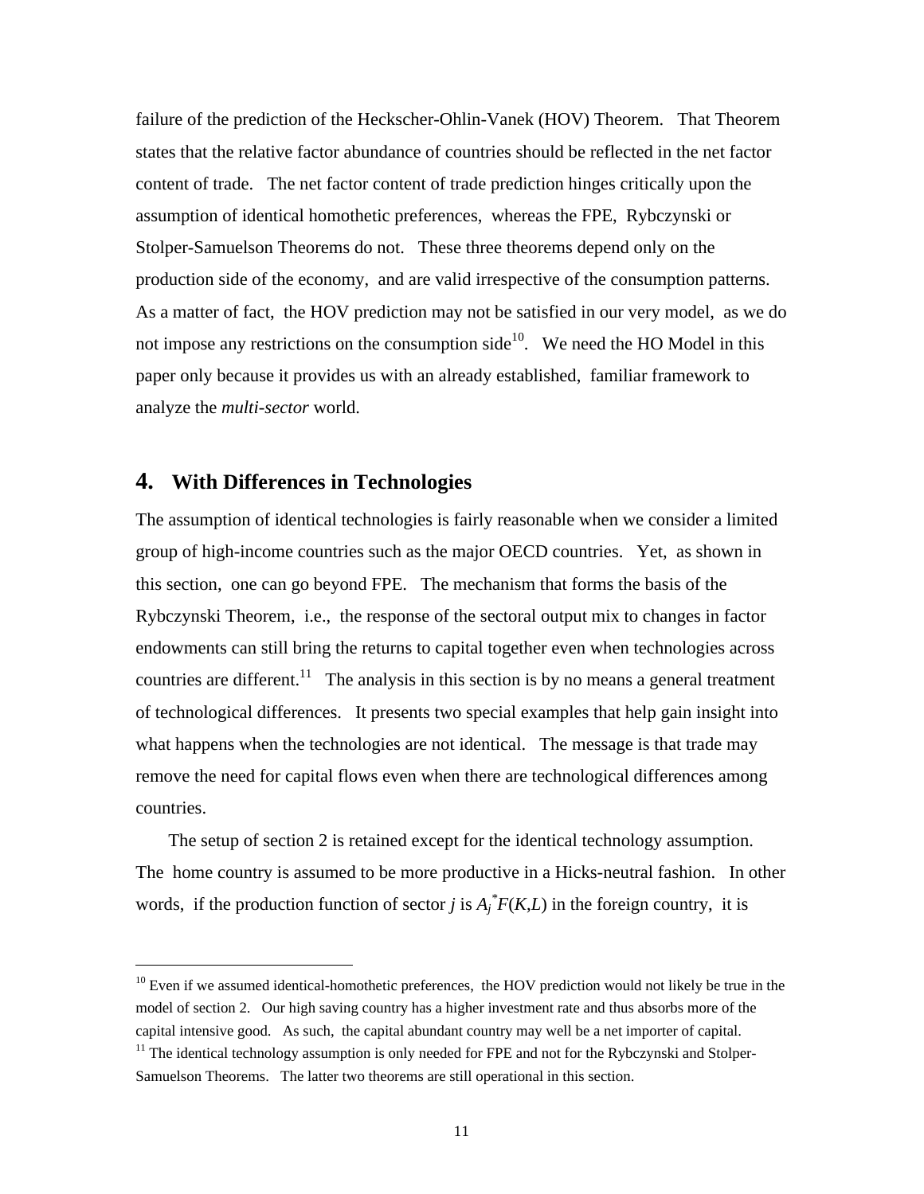failure of the prediction of the Heckscher-Ohlin-Vanek (HOV) Theorem. That Theorem states that the relative factor abundance of countries should be reflected in the net factor content of trade. The net factor content of trade prediction hinges critically upon the assumption of identical homothetic preferences, whereas the FPE, Rybczynski or Stolper-Samuelson Theorems do not. These three theorems depend only on the production side of the economy, and are valid irrespective of the consumption patterns. As a matter of fact, the HOV prediction may not be satisfied in our very model, as we do not impose any restrictions on the consumption side[10]. We need the HO Model in this paper only because it provides us with an already established, familiar framework to analyze the *multi-sector* world.

## 4. With Differences in Technologies

The assumption of identical technologies is fairly reasonable when we consider a limited group of high-income countries such as the major OECD countries. Yet, as shown in this section, one can go beyond FPE. The mechanism that forms the basis of the Rybczynski Theorem, i.e., the response of the sectoral output mix to changes in factor endowments can still bring the returns to capital together even when technologies across countries are different.[11] The analysis in this section is by no means a general treatment of technological differences. It presents two special examples that help gain insight into what happens when the technologies are not identical. The message is that trade may remove the need for capital flows even when there are technological differences among countries.

The setup of section 2 is retained except for the identical technology assumption. The home country is assumed to be more productive in a Hicks-neutral fashion. In other words, if the production function of sector $j$ is $A_j^* F(K,L)$ in the foreign country, it is

---

[10] Even if we assumed identical-homothetic preferences, the HOV prediction would not likely be true in the model of section 2. Our high saving country has a higher investment rate and thus absorbs more of the capital intensive good. As such, the capital abundant country may well be a net importer of capital.

[11] The identical technology assumption is only needed for FPE and not for the Rybczynski and Stolper-Samuelson Theorems. The latter two theorems are still operational in this section.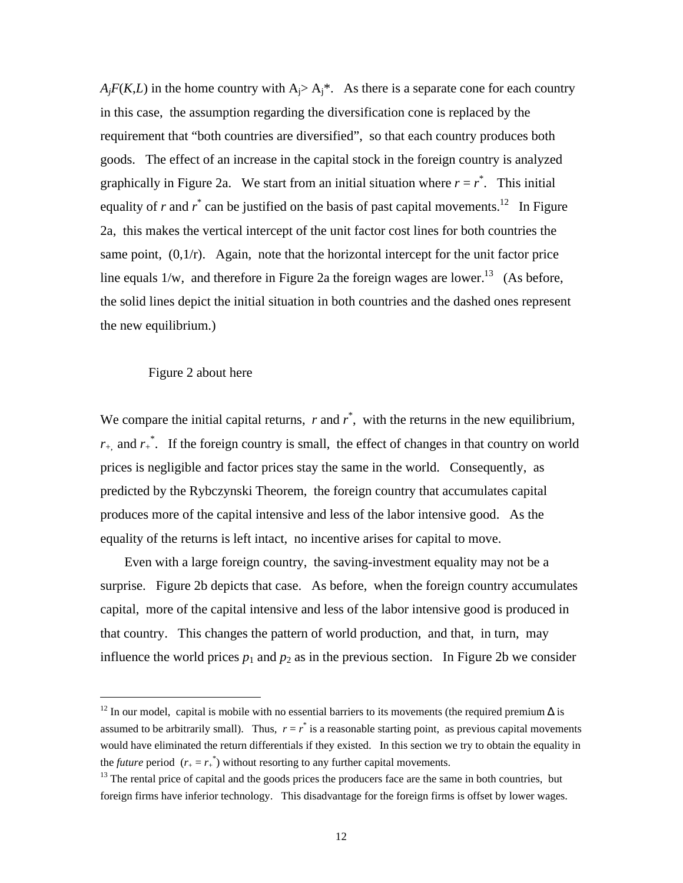$A_jF(K,L)$ in the home country with $A_j > A_j^*$. As there is a separate cone for each country in this case, the assumption regarding the diversification cone is replaced by the requirement that "both countries are diversified", so that each country produces both goods. The effect of an increase in the capital stock in the foreign country is analyzed graphically in Figure 2a. We start from an initial situation where $r = r^*$. This initial equality of $r$ and $r^*$ can be justified on the basis of past capital movements.[12] In Figure 2a, this makes the vertical intercept of the unit factor cost lines for both countries the same point, (0,1/r). Again, note that the horizontal intercept for the unit factor price line equals 1/w, and therefore in Figure 2a the foreign wages are lower.[13] (As before, the solid lines depict the initial situation in both countries and the dashed ones represent the new equilibrium.)

Figure 2 about here

We compare the initial capital returns, $r$ and $r^*$, with the returns in the new equilibrium, $r_+$ and $r_+^*$. If the foreign country is small, the effect of changes in that country on world prices is negligible and factor prices stay the same in the world. Consequently, as predicted by the Rybczynski Theorem, the foreign country that accumulates capital produces more of the capital intensive and less of the labor intensive good. As the equality of the returns is left intact, no incentive arises for capital to move.

Even with a large foreign country, the saving-investment equality may not be a surprise. Figure 2b depicts that case. As before, when the foreign country accumulates capital, more of the capital intensive and less of the labor intensive good is produced in that country. This changes the pattern of world production, and that, in turn, may influence the world prices $p_1$ and $p_2$ as in the previous section. In Figure 2b we consider

---

[12] In our model, capital is mobile with no essential barriers to its movements (the required premium $\Delta$ is assumed to be arbitrarily small). Thus, $r = r^*$ is a reasonable starting point, as previous capital movements would have eliminated the return differentials if they existed. In this section we try to obtain the equality in the *future* period ($r_+ = r_+^*$) without resorting to any further capital movements.

[13] The rental price of capital and the goods prices the producers face are the same in both countries, but foreign firms have inferior technology. This disadvantage for the foreign firms is offset by lower wages.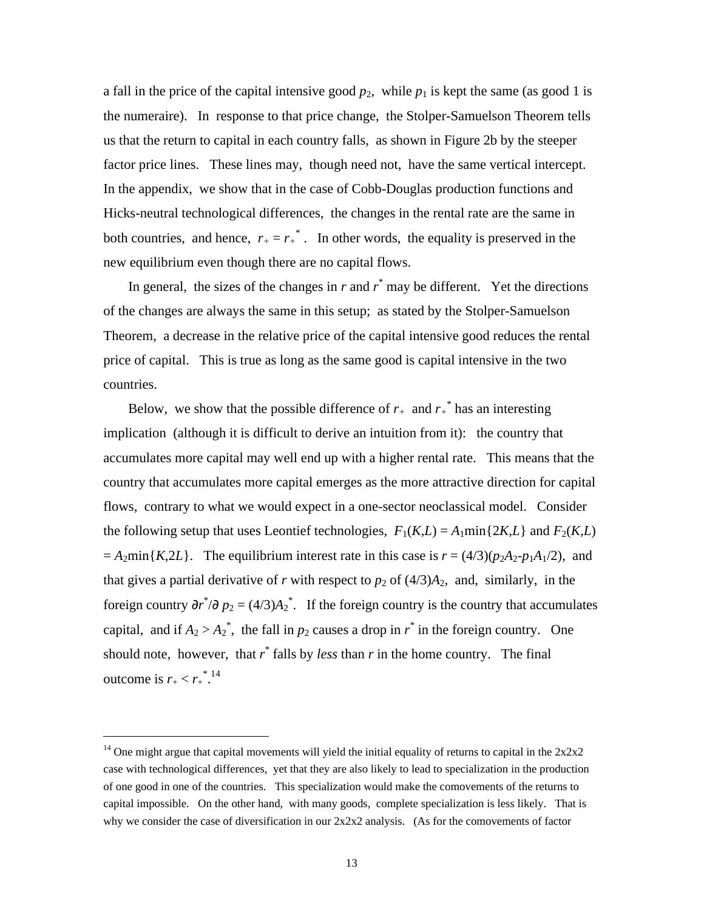a fall in the price of the capital intensive good $p_2$, while $p_1$ is kept the same (as good 1 is the numeraire). In response to that price change, the Stolper-Samuelson Theorem tells us that the return to capital in each country falls, as shown in Figure 2b by the steeper factor price lines. These lines may, though need not, have the same vertical intercept. In the appendix, we show that in the case of Cobb-Douglas production functions and Hicks-neutral technological differences, the changes in the rental rate are the same in both countries, and hence, $r_+ = r_+^*$. In other words, the equality is preserved in the new equilibrium even though there are no capital flows.

In general, the sizes of the changes in $r$ and $r^*$ may be different. Yet the directions of the changes are always the same in this setup; as stated by the Stolper-Samuelson Theorem, a decrease in the relative price of the capital intensive good reduces the rental price of capital. This is true as long as the same good is capital intensive in the two countries.

Below, we show that the possible difference of $r_+$ and $r_+^*$ has an interesting implication (although it is difficult to derive an intuition from it): the country that accumulates more capital may well end up with a higher rental rate. This means that the country that accumulates more capital emerges as the more attractive direction for capital flows, contrary to what we would expect in a one-sector neoclassical model. Consider the following setup that uses Leontief technologies, $F_1(K,L) = A_1\min\{2K,L\}$ and $F_2(K,L) = A_2\min\{K,2L\}$. The equilibrium interest rate in this case is $r = (4/3)(p_2A_2\text{-}p_1A_1/2)$, and that gives a partial derivative of $r$ with respect to $p_2$ of $(4/3)A_2$, and, similarly, in the foreign country $\partial r^*/\partial p_2 = (4/3)A_2^*$. If the foreign country is the country that accumulates capital, and if $A_2 > A_2^*$, the fall in $p_2$ causes a drop in $r^*$ in the foreign country. One should note, however, that $r^*$ falls by *less* than $r$ in the home country. The final outcome is $r_+ < r_+^*$.[14]

---

[14] One might argue that capital movements will yield the initial equality of returns to capital in the 2x2x2 case with technological differences, yet that they are also likely to lead to specialization in the production of one good in one of the countries. This specialization would make the comovements of the returns to capital impossible. On the other hand, with many goods, complete specialization is less likely. That is why we consider the case of diversification in our 2x2x2 analysis. (As for the comovements of factor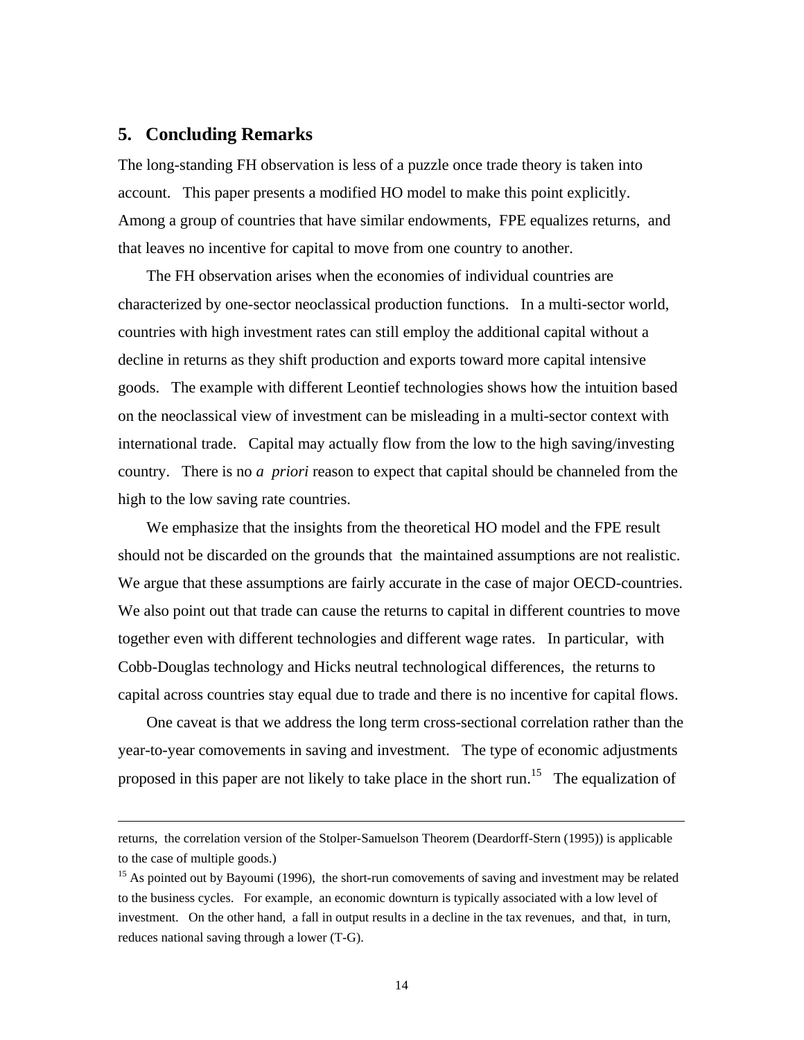## 5. Concluding Remarks

The long-standing FH observation is less of a puzzle once trade theory is taken into account. This paper presents a modified HO model to make this point explicitly. Among a group of countries that have similar endowments, FPE equalizes returns, and that leaves no incentive for capital to move from one country to another.

The FH observation arises when the economies of individual countries are characterized by one-sector neoclassical production functions. In a multi-sector world, countries with high investment rates can still employ the additional capital without a decline in returns as they shift production and exports toward more capital intensive goods. The example with different Leontief technologies shows how the intuition based on the neoclassical view of investment can be misleading in a multi-sector context with international trade. Capital may actually flow from the low to the high saving/investing country. There is no *a priori* reason to expect that capital should be channeled from the high to the low saving rate countries.

We emphasize that the insights from the theoretical HO model and the FPE result should not be discarded on the grounds that the maintained assumptions are not realistic. We argue that these assumptions are fairly accurate in the case of major OECD-countries. We also point out that trade can cause the returns to capital in different countries to move together even with different technologies and different wage rates. In particular, with Cobb-Douglas technology and Hicks neutral technological differences, the returns to capital across countries stay equal due to trade and there is no incentive for capital flows.

One caveat is that we address the long term cross-sectional correlation rather than the year-to-year comovements in saving and investment. The type of economic adjustments proposed in this paper are not likely to take place in the short run.[15] The equalization of

---

returns, the correlation version of the Stolper-Samuelson Theorem (Deardorff-Stern (1995)) is applicable to the case of multiple goods.)

[15] As pointed out by Bayoumi (1996), the short-run comovements of saving and investment may be related to the business cycles. For example, an economic downturn is typically associated with a low level of investment. On the other hand, a fall in output results in a decline in the tax revenues, and that, in turn, reduces national saving through a lower (T-G).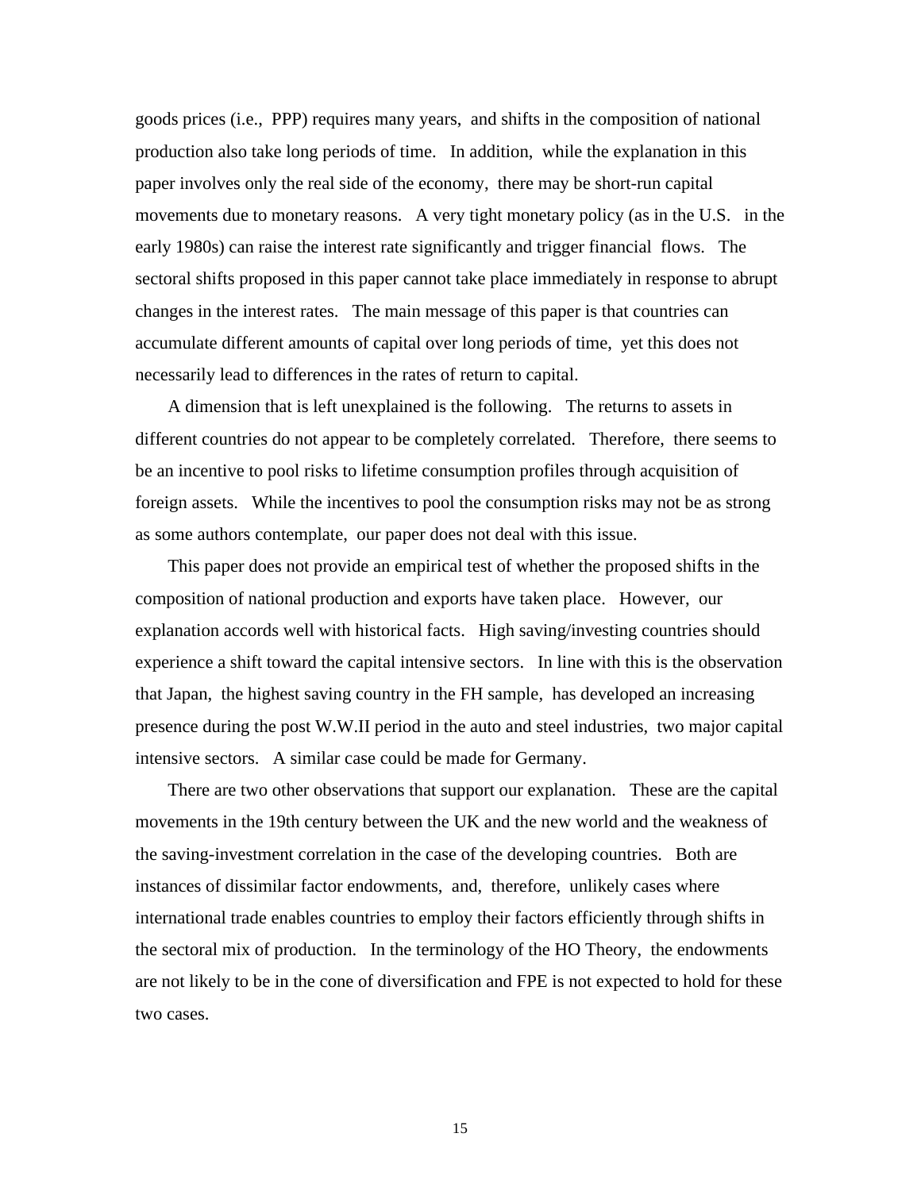goods prices (i.e., PPP) requires many years, and shifts in the composition of national production also take long periods of time. In addition, while the explanation in this paper involves only the real side of the economy, there may be short-run capital movements due to monetary reasons. A very tight monetary policy (as in the U.S. in the early 1980s) can raise the interest rate significantly and trigger financial flows. The sectoral shifts proposed in this paper cannot take place immediately in response to abrupt changes in the interest rates. The main message of this paper is that countries can accumulate different amounts of capital over long periods of time, yet this does not necessarily lead to differences in the rates of return to capital.

A dimension that is left unexplained is the following. The returns to assets in different countries do not appear to be completely correlated. Therefore, there seems to be an incentive to pool risks to lifetime consumption profiles through acquisition of foreign assets. While the incentives to pool the consumption risks may not be as strong as some authors contemplate, our paper does not deal with this issue.

This paper does not provide an empirical test of whether the proposed shifts in the composition of national production and exports have taken place. However, our explanation accords well with historical facts. High saving/investing countries should experience a shift toward the capital intensive sectors. In line with this is the observation that Japan, the highest saving country in the FH sample, has developed an increasing presence during the post W.W.II period in the auto and steel industries, two major capital intensive sectors. A similar case could be made for Germany.

There are two other observations that support our explanation. These are the capital movements in the 19th century between the UK and the new world and the weakness of the saving-investment correlation in the case of the developing countries. Both are instances of dissimilar factor endowments, and, therefore, unlikely cases where international trade enables countries to employ their factors efficiently through shifts in the sectoral mix of production. In the terminology of the HO Theory, the endowments are not likely to be in the cone of diversification and FPE is not expected to hold for these two cases.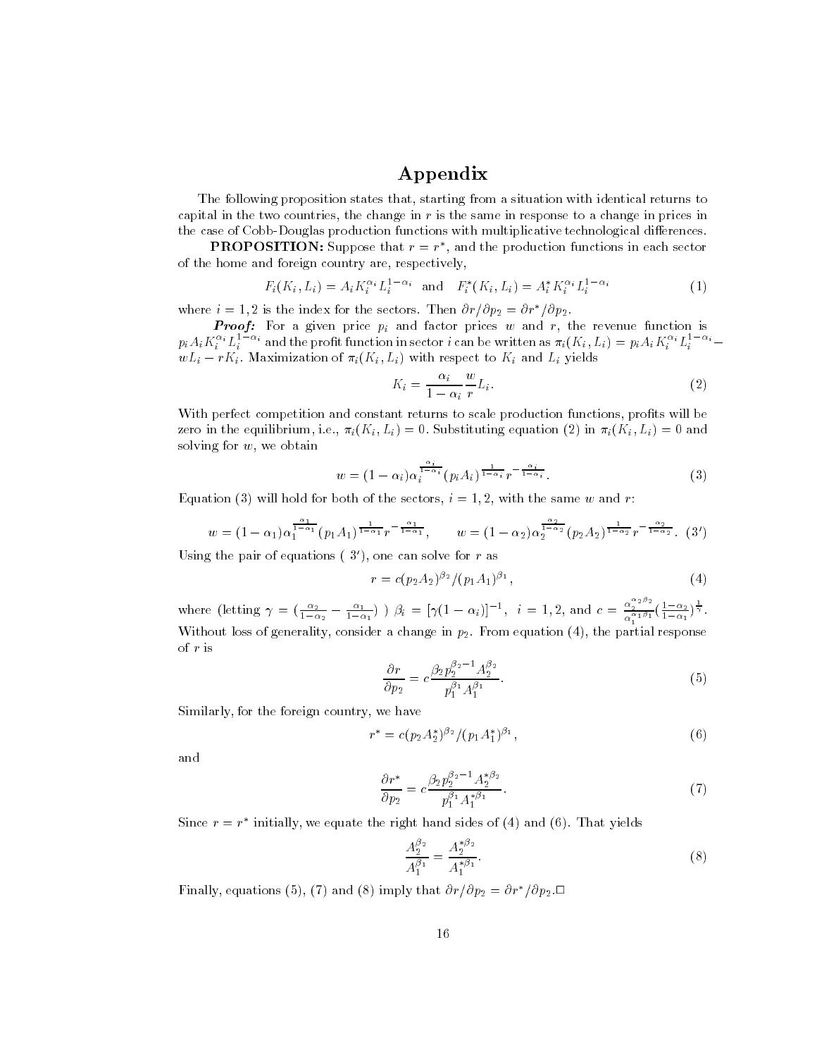# Appendix

The following proposition states that, starting from a situation with identical returns to capital in the two countries, the change in $r$ is the same in response to a change in prices in the case of Cobb-Douglas production functions with multiplicative technological differences.

**PROPOSITION:** Suppose that $r = r^*$, and the production functions in each sector of the home and foreign country are, respectively,

$$F_i(K_i, L_i) = A_i K_i^{\alpha_i} L_i^{1-\alpha_i} \quad \text{and} \quad F_i^*(K_i, L_i) = A_i^* K_i^{\alpha_i} L_i^{1-\alpha_i} \tag{1}$$

where $i = 1, 2$ is the index for the sectors. Then $\partial r / \partial p_2 = \partial r^* / \partial p_2$.

***Proof:*** For a given price $p_i$ and factor prices $w$ and $r$, the revenue function is $p_i A_i K_i^{\alpha_i} L_i^{1-\alpha_i}$ and the profit function in sector $i$ can be written as $\pi_i(K_i, L_i) = p_i A_i K_i^{\alpha_i} L_i^{1-\alpha_i} - wL_i - rK_i$. Maximization of $\pi_i(K_i, L_i)$ with respect to $K_i$ and $L_i$ yields

$$K_i = \frac{\alpha_i}{1-\alpha_i} \frac{w}{r} L_i. \tag{2}$$

With perfect competition and constant returns to scale production functions, profits will be zero in the equilibrium, i.e., $\pi_i(K_i, L_i) = 0$. Substituting equation (2) in $\pi_i(K_i, L_i) = 0$ and solving for $w$, we obtain

$$w = (1-\alpha_i)\alpha_i^{\frac{\alpha_i}{1-\alpha_i}} (p_i A_i)^{\frac{1}{1-\alpha_i}} r^{-\frac{\alpha_i}{1-\alpha_i}}. \tag{3}$$

Equation (3) will hold for both of the sectors, $i = 1, 2$, with the same $w$ and $r$:

$$w = (1-\alpha_1)\alpha_1^{\frac{\alpha_1}{1-\alpha_1}} (p_1 A_1)^{\frac{1}{1-\alpha_1}} r^{-\frac{\alpha_1}{1-\alpha_1}}, \qquad w = (1-\alpha_2)\alpha_2^{\frac{\alpha_2}{1-\alpha_2}} (p_2 A_2)^{\frac{1}{1-\alpha_2}} r^{-\frac{\alpha_2}{1-\alpha_2}}. \tag{3'}$$

Using the pair of equations ( $3'$), one can solve for $r$ as

$$r = c(p_2 A_2)^{\beta_2} / (p_1 A_1)^{\beta_1}, \tag{4}$$

where (letting $\gamma = (\frac{\alpha_2}{1-\alpha_2} - \frac{\alpha_1}{1-\alpha_1})$ ) $\beta_i = [\gamma(1-\alpha_i)]^{-1}$, $i = 1, 2$, and $c = \frac{\alpha_2^{\alpha_2 \beta_2}}{\alpha_1^{\alpha_1 \beta_1}} (\frac{1-\alpha_2}{1-\alpha_1})^{\frac{1}{\gamma}}$. Without loss of generality, consider a change in $p_2$. From equation (4), the partial response of $r$ is

$$\frac{\partial r}{\partial p_2} = c \frac{\beta_2 p_2^{\beta_2 - 1} A_2^{\beta_2}}{p_1^{\beta_1} A_1^{\beta_1}}. \tag{5}$$

Similarly, for the foreign country, we have

$$r^* = c(p_2 A_2^*)^{\beta_2} / (p_1 A_1^*)^{\beta_1}, \tag{6}$$

and

$$\frac{\partial r^*}{\partial p_2} = c \frac{\beta_2 p_2^{\beta_2 - 1} A_2^{*\beta_2}}{p_1^{\beta_1} A_1^{*\beta_1}}. \tag{7}$$

Since $r = r^*$ initially, we equate the right hand sides of (4) and (6). That yields

$$\frac{A_2^{\beta_2}}{A_1^{\beta_1}} = \frac{A_2^{*\beta_2}}{A_1^{*\beta_1}}. \tag{8}$$

Finally, equations (5), (7) and (8) imply that $\partial r / \partial p_2 = \partial r^* / \partial p_2$.$\square$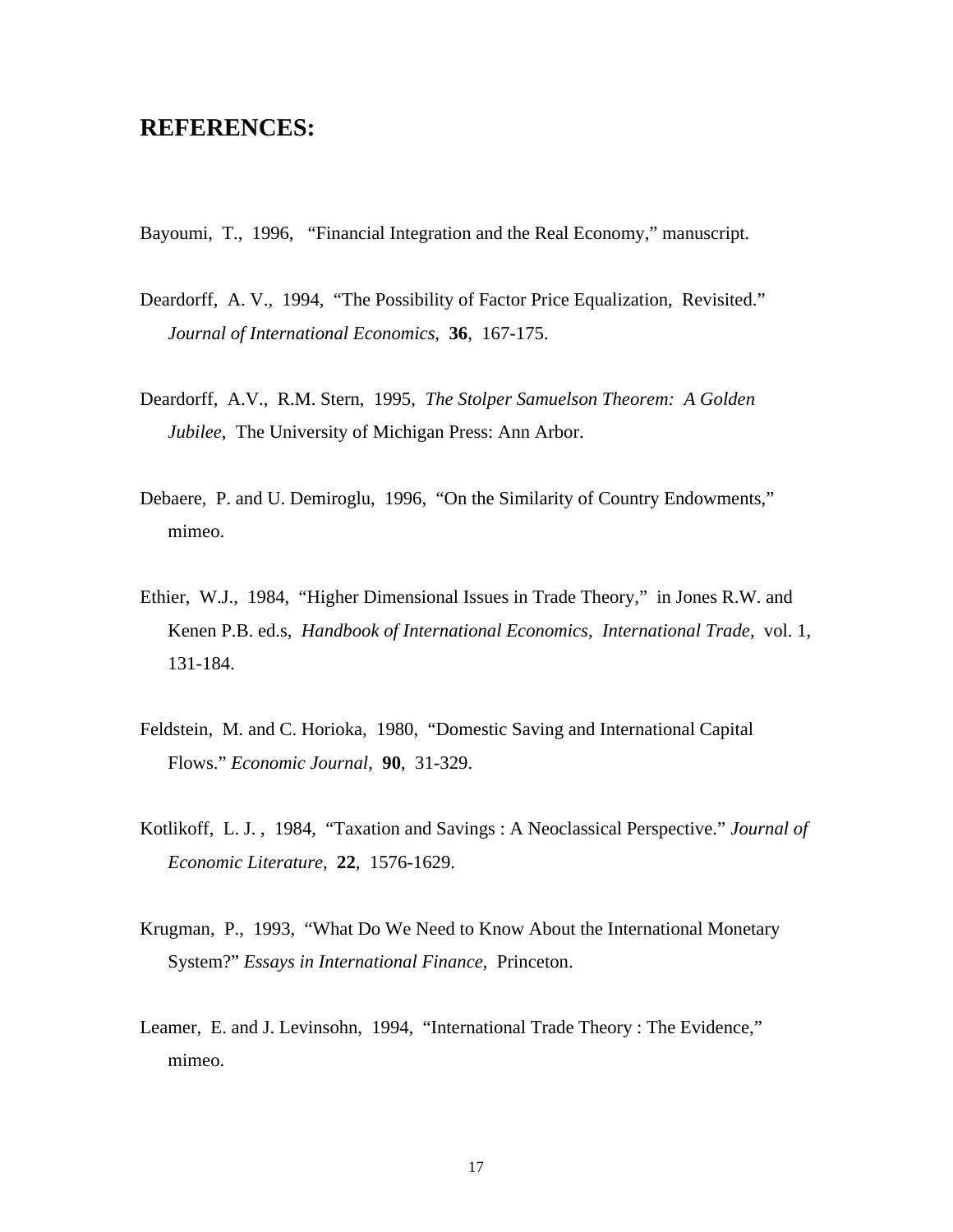# REFERENCES:

Bayoumi, T., 1996, "Financial Integration and the Real Economy," manuscript.

Deardorff, A. V., 1994, "The Possibility of Factor Price Equalization, Revisited." *Journal of International Economics*, **36**, 167-175.

Deardorff, A.V., R.M. Stern, 1995, *The Stolper Samuelson Theorem: A Golden Jubilee*, The University of Michigan Press: Ann Arbor.

Debaere, P. and U. Demiroglu, 1996, "On the Similarity of Country Endowments," mimeo.

Ethier, W.J., 1984, "Higher Dimensional Issues in Trade Theory," in Jones R.W. and Kenen P.B. ed.s, *Handbook of International Economics, International Trade,* vol. 1, 131-184.

Feldstein, M. and C. Horioka, 1980, "Domestic Saving and International Capital Flows." *Economic Journal*, **90**, 31-329.

Kotlikoff, L. J. , 1984, "Taxation and Savings : A Neoclassical Perspective." *Journal of Economic Literature*, **22**, 1576-1629.

Krugman, P., 1993, "What Do We Need to Know About the International Monetary System?" *Essays in International Finance*, Princeton.

Leamer, E. and J. Levinsohn, 1994, "International Trade Theory : The Evidence," mimeo.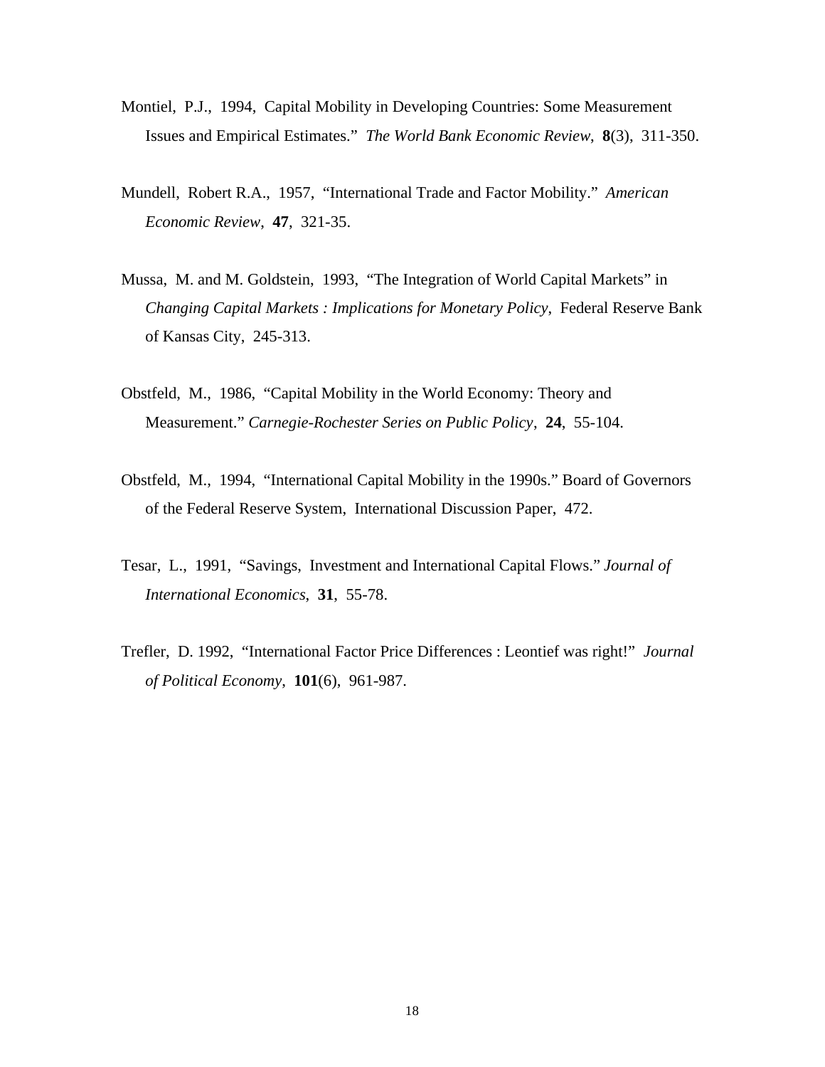Montiel, P.J., 1994, Capital Mobility in Developing Countries: Some Measurement Issues and Empirical Estimates." *The World Bank Economic Review*, **8**(3), 311-350.

Mundell, Robert R.A., 1957, "International Trade and Factor Mobility." *American Economic Review*, **47**, 321-35.

Mussa, M. and M. Goldstein, 1993, "The Integration of World Capital Markets" in *Changing Capital Markets : Implications for Monetary Policy*, Federal Reserve Bank of Kansas City, 245-313.

Obstfeld, M., 1986, "Capital Mobility in the World Economy: Theory and Measurement." *Carnegie-Rochester Series on Public Policy*, **24**, 55-104.

Obstfeld, M., 1994, "International Capital Mobility in the 1990s." Board of Governors of the Federal Reserve System, International Discussion Paper, 472.

Tesar, L., 1991, "Savings, Investment and International Capital Flows." *Journal of International Economics*, **31**, 55-78.

Trefler, D. 1992, "International Factor Price Differences : Leontief was right!" *Journal of Political Economy*, **101**(6), 961-987.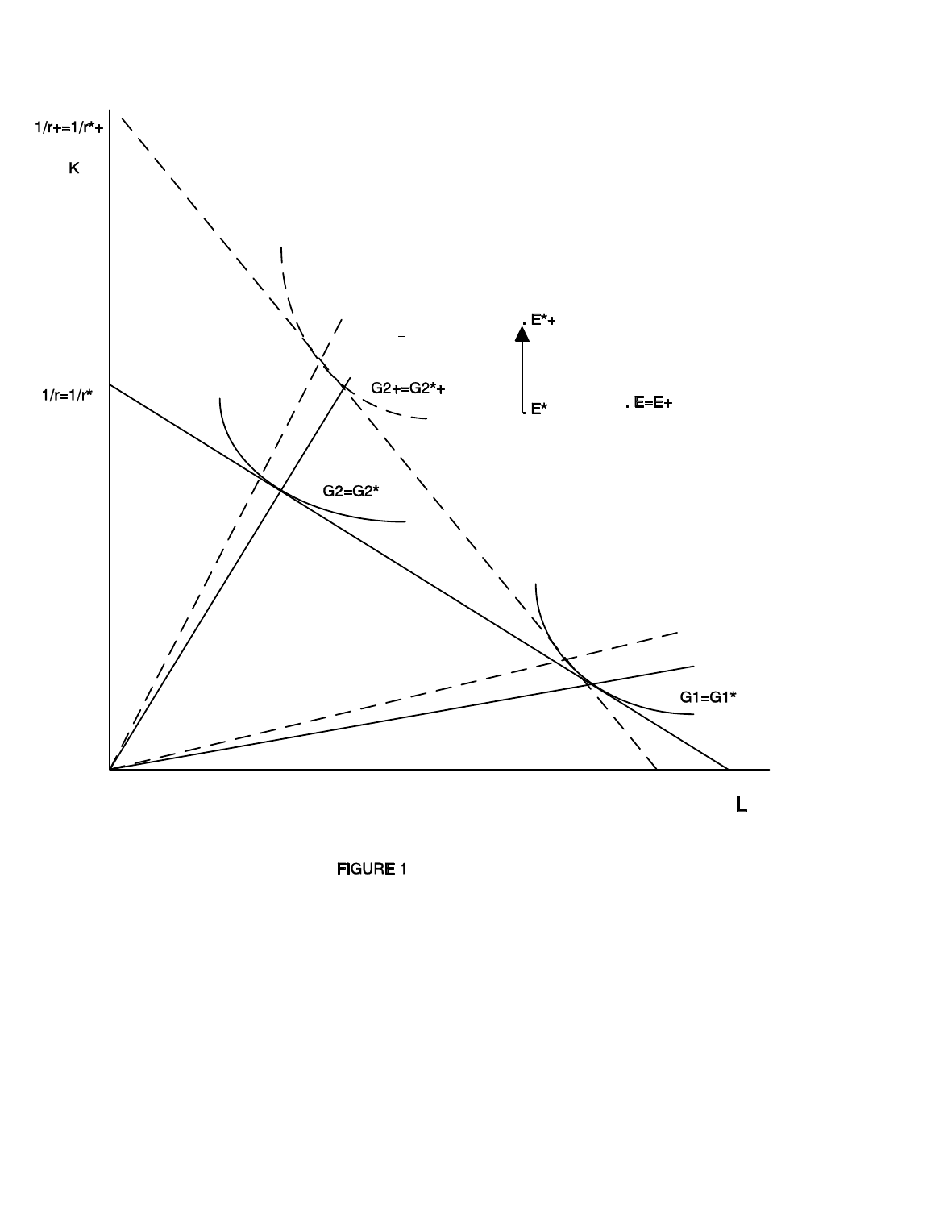FIGURE 1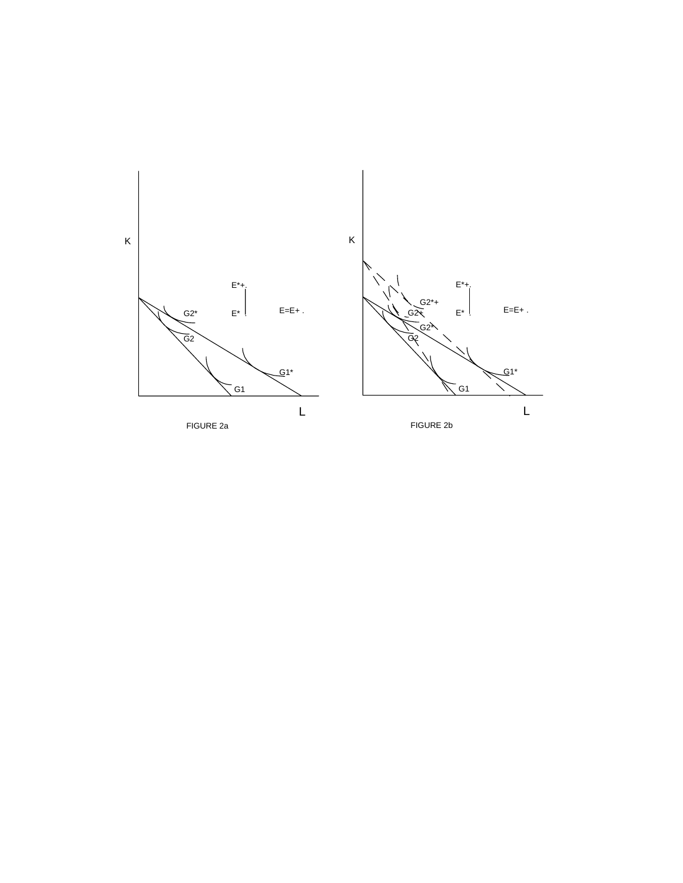K

E*+.

E*

E=E+ .

G2*

G2

G1*

G1

L

FIGURE 2a

K

E*+.

E*

E=E+ .

G2*+

G2+

G2*

G2

G1*

G1

L

FIGURE 2b